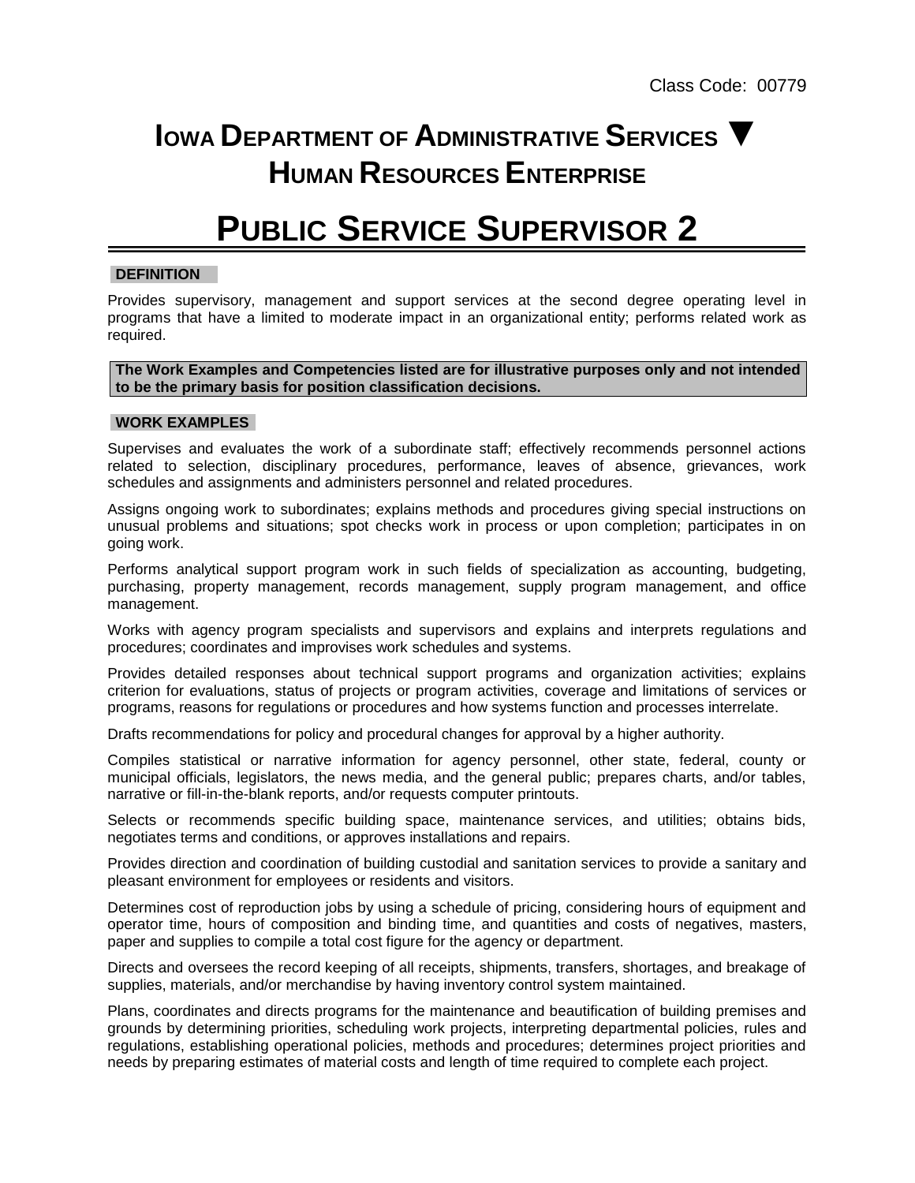Class Code: 00779

# IOWA DEPARTMENT OF ADMINISTRATIVE SERVICES ▼ HUMAN RESOURCES ENTERPRISE

# PUBLIC SERVICE SUPERVISOR 2

## DEFINITION

Provides supervisory, management and support services at the second degree operating level in programs that have a limited to moderate impact in an organizational entity; performs related work as required.

**The Work Examples and Competencies listed are for illustrative purposes only and not intended to be the primary basis for position classification decisions.**

## WORK EXAMPLES

Supervises and evaluates the work of a subordinate staff; effectively recommends personnel actions related to selection, disciplinary procedures, performance, leaves of absence, grievances, work schedules and assignments and administers personnel and related procedures.

Assigns ongoing work to subordinates; explains methods and procedures giving special instructions on unusual problems and situations; spot checks work in process or upon completion; participates in on going work.

Performs analytical support program work in such fields of specialization as accounting, budgeting, purchasing, property management, records management, supply program management, and office management.

Works with agency program specialists and supervisors and explains and interprets regulations and procedures; coordinates and improvises work schedules and systems.

Provides detailed responses about technical support programs and organization activities; explains criterion for evaluations, status of projects or program activities, coverage and limitations of services or programs, reasons for regulations or procedures and how systems function and processes interrelate.

Drafts recommendations for policy and procedural changes for approval by a higher authority.

Compiles statistical or narrative information for agency personnel, other state, federal, county or municipal officials, legislators, the news media, and the general public; prepares charts, and/or tables, narrative or fill-in-the-blank reports, and/or requests computer printouts.

Selects or recommends specific building space, maintenance services, and utilities; obtains bids, negotiates terms and conditions, or approves installations and repairs.

Provides direction and coordination of building custodial and sanitation services to provide a sanitary and pleasant environment for employees or residents and visitors.

Determines cost of reproduction jobs by using a schedule of pricing, considering hours of equipment and operator time, hours of composition and binding time, and quantities and costs of negatives, masters, paper and supplies to compile a total cost figure for the agency or department.

Directs and oversees the record keeping of all receipts, shipments, transfers, shortages, and breakage of supplies, materials, and/or merchandise by having inventory control system maintained.

Plans, coordinates and directs programs for the maintenance and beautification of building premises and grounds by determining priorities, scheduling work projects, interpreting departmental policies, rules and regulations, establishing operational policies, methods and procedures; determines project priorities and needs by preparing estimates of material costs and length of time required to complete each project.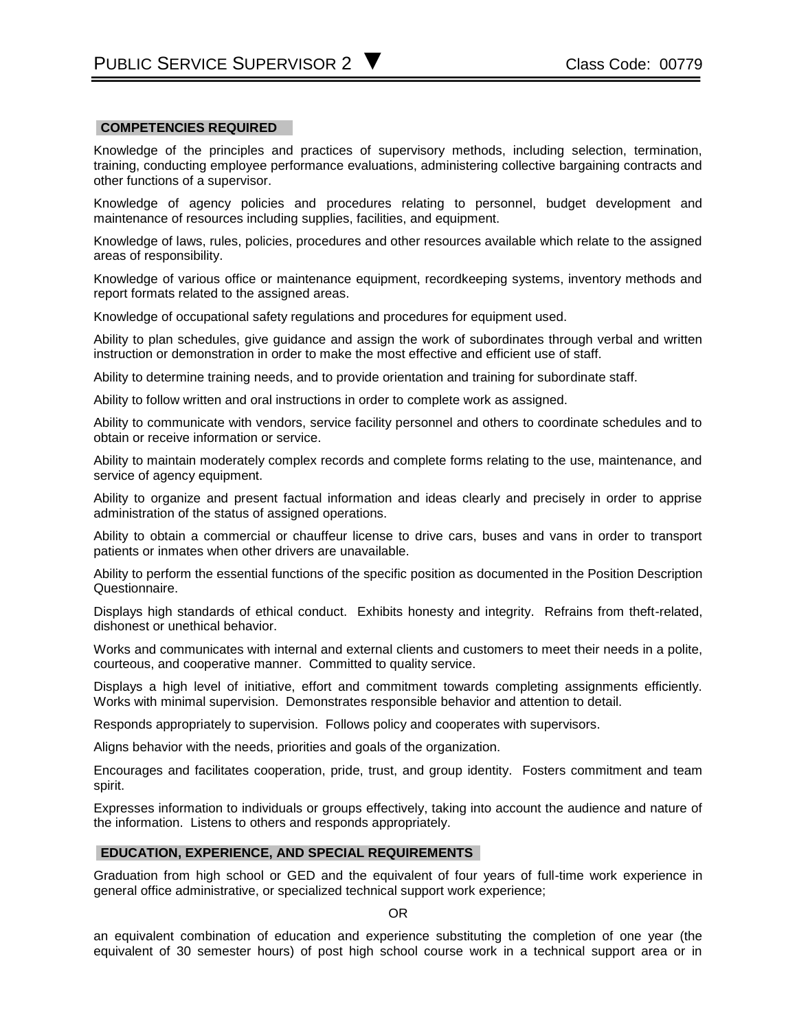## COMPETENCIES REQUIRED

Knowledge of the principles and practices of supervisory methods, including selection, termination, training, conducting employee performance evaluations, administering collective bargaining contracts and other functions of a supervisor.

Knowledge of agency policies and procedures relating to personnel, budget development and maintenance of resources including supplies, facilities, and equipment.

Knowledge of laws, rules, policies, procedures and other resources available which relate to the assigned areas of responsibility.

Knowledge of various office or maintenance equipment, recordkeeping systems, inventory methods and report formats related to the assigned areas.

Knowledge of occupational safety regulations and procedures for equipment used.

Ability to plan schedules, give guidance and assign the work of subordinates through verbal and written instruction or demonstration in order to make the most effective and efficient use of staff.

Ability to determine training needs, and to provide orientation and training for subordinate staff.

Ability to follow written and oral instructions in order to complete work as assigned.

Ability to communicate with vendors, service facility personnel and others to coordinate schedules and to obtain or receive information or service.

Ability to maintain moderately complex records and complete forms relating to the use, maintenance, and service of agency equipment.

Ability to organize and present factual information and ideas clearly and precisely in order to apprise administration of the status of assigned operations.

Ability to obtain a commercial or chauffeur license to drive cars, buses and vans in order to transport patients or inmates when other drivers are unavailable.

Ability to perform the essential functions of the specific position as documented in the Position Description Questionnaire.

Displays high standards of ethical conduct. Exhibits honesty and integrity. Refrains from theft-related, dishonest or unethical behavior.

Works and communicates with internal and external clients and customers to meet their needs in a polite, courteous, and cooperative manner. Committed to quality service.

Displays a high level of initiative, effort and commitment towards completing assignments efficiently. Works with minimal supervision. Demonstrates responsible behavior and attention to detail.

Responds appropriately to supervision. Follows policy and cooperates with supervisors.

Aligns behavior with the needs, priorities and goals of the organization.

Encourages and facilitates cooperation, pride, trust, and group identity. Fosters commitment and team spirit.

Expresses information to individuals or groups effectively, taking into account the audience and nature of the information. Listens to others and responds appropriately.

## EDUCATION, EXPERIENCE, AND SPECIAL REQUIREMENTS

Graduation from high school or GED and the equivalent of four years of full-time work experience in general office administrative, or specialized technical support work experience;

OR

an equivalent combination of education and experience substituting the completion of one year (the equivalent of 30 semester hours) of post high school course work in a technical support area or in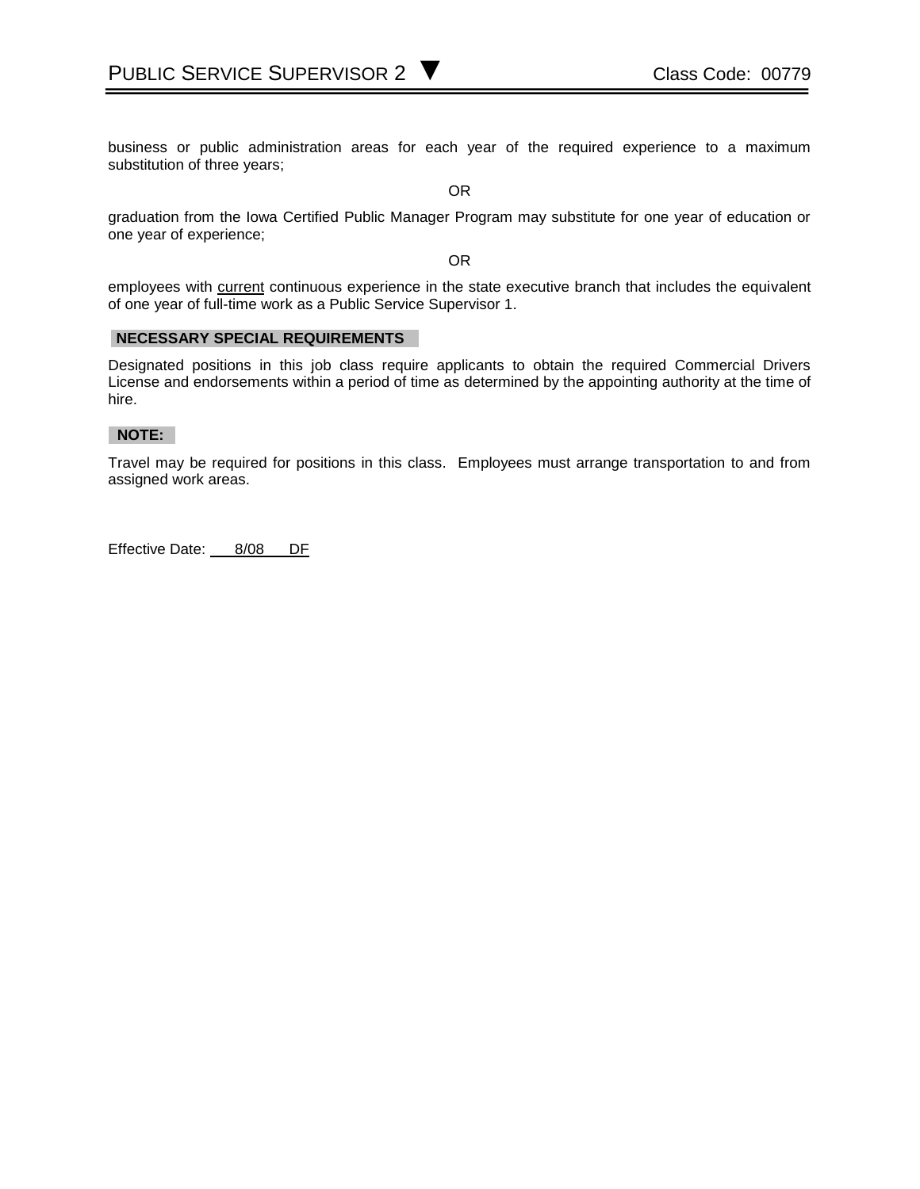business or public administration areas for each year of the required experience to a maximum substitution of three years;

OR

graduation from the Iowa Certified Public Manager Program may substitute for one year of education or one year of experience;

OR

employees with current continuous experience in the state executive branch that includes the equivalent of one year of full-time work as a Public Service Supervisor 1.

**NECESSARY SPECIAL REQUIREMENTS**

Designated positions in this job class require applicants to obtain the required Commercial Drivers License and endorsements within a period of time as determined by the appointing authority at the time of hire.

**NOTE:**

Travel may be required for positions in this class. Employees must arrange transportation to and from assigned work areas.

Effective Date: 8/08 DF